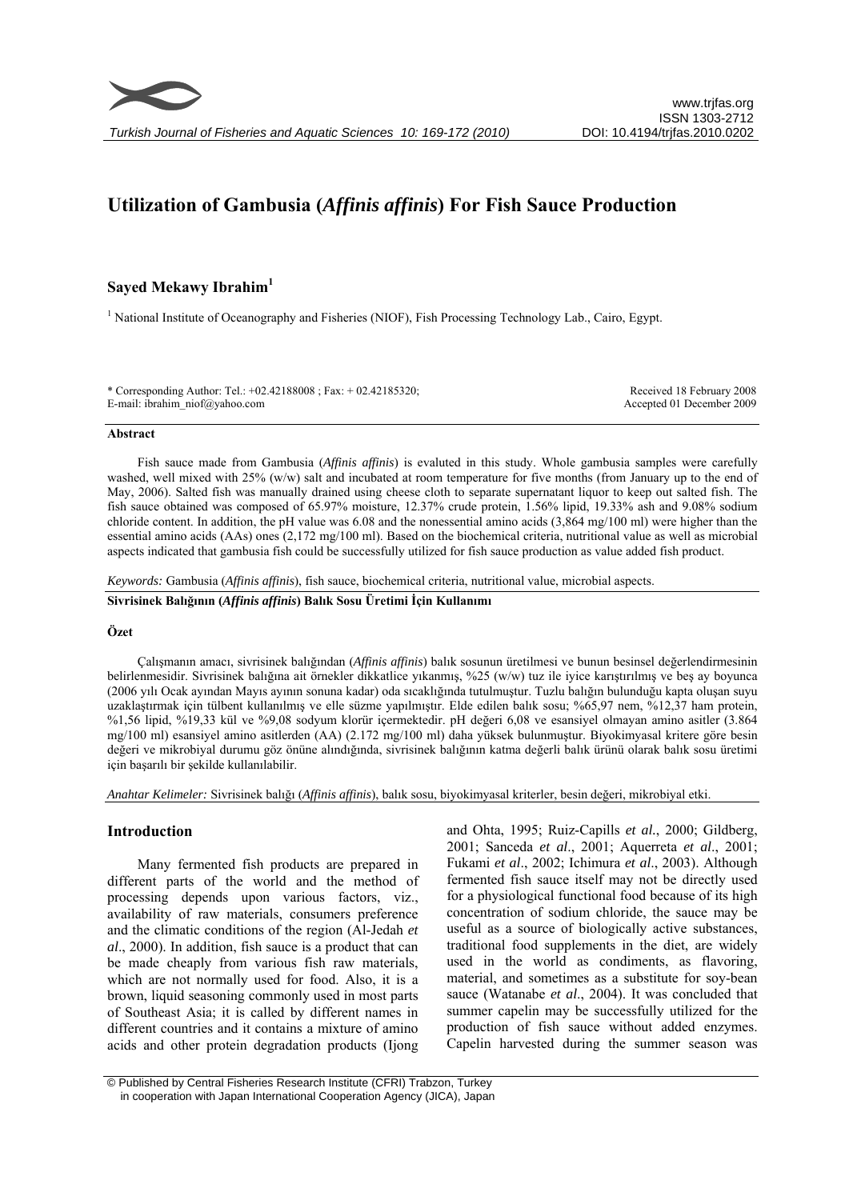# Utilization of Gambusia (*Affinis affinis*) For Fish Sauce Production

## Sayed Mekawy Ibrahim[1]

[1] National Institute of Oceanography and Fisheries (NIOF), Fish Processing Technology Lab., Cairo, Egypt.

\* Corresponding Author: Tel.: +02.42188008 ; Fax: + 02.42185320;
E-mail: ibrahim_niof@yahoo.com

Received 18 February 2008
Accepted 01 December 2009

### Abstract

Fish sauce made from Gambusia (*Affinis affinis*) is evaluted in this study. Whole gambusia samples were carefully washed, well mixed with 25% (w/w) salt and incubated at room temperature for five months (from January up to the end of May, 2006). Salted fish was manually drained using cheese cloth to separate supernatant liquor to keep out salted fish. The fish sauce obtained was composed of 65.97% moisture, 12.37% crude protein, 1.56% lipid, 19.33% ash and 9.08% sodium chloride content. In addition, the pH value was 6.08 and the nonessential amino acids (3,864 mg/100 ml) were higher than the essential amino acids (AAs) ones (2,172 mg/100 ml). Based on the biochemical criteria, nutritional value as well as microbial aspects indicated that gambusia fish could be successfully utilized for fish sauce production as value added fish product.

*Keywords:* Gambusia (*Affinis affinis*), fish sauce, biochemical criteria, nutritional value, microbial aspects.

**Sivrisinek Balığının (*Affinis affinis*) Balık Sosu Üretimi İçin Kullanımı**

### Özet

Çalışmanın amacı, sivrisinek balığından (*Affinis affinis*) balık sosunun üretilmesi ve bunun besinsel değerlendirmesinin belirlenmesidir. Sivrisinek balığına ait örnekler dikkatlice yıkanmış, %25 (w/w) tuz ile iyice karıştırılmış ve beş ay boyunca (2006 yılı Ocak ayından Mayıs ayının sonuna kadar) oda sıcaklığında tutulmuştur. Tuzlu balığın bulunduğu kapta oluşan suyu uzaklaştırmak için tülbent kullanılmış ve elle süzme yapılmıştır. Elde edilen balık sosu; %65,97 nem, %12,37 ham protein, %1,56 lipid, %19,33 kül ve %9,08 sodyum klorür içermektedir. pH değeri 6,08 ve esansiyel olmayan amino asitler (3.864 mg/100 ml) esansiyel amino asitlerden (AA) (2.172 mg/100 ml) daha yüksek bulunmuştur. Biyokimyasal kritere göre besin değeri ve mikrobiyal durumu göz önüne alındığında, sivrisinek balığının katma değerli balık ürünü olarak balık sosu üretimi için başarılı bir şekilde kullanılabilir.

*Anahtar Kelimeler:* Sivrisinek balığı (*Affinis affinis*), balık sosu, biyokimyasal kriterler, besin değeri, mikrobiyal etki.

## Introduction

Many fermented fish products are prepared in different parts of the world and the method of processing depends upon various factors, viz., availability of raw materials, consumers preference and the climatic conditions of the region (Al-Jedah *et al*., 2000). In addition, fish sauce is a product that can be made cheaply from various fish raw materials, which are not normally used for food. Also, it is a brown, liquid seasoning commonly used in most parts of Southeast Asia; it is called by different names in different countries and it contains a mixture of amino acids and other protein degradation products (Ijong and Ohta, 1995; Ruiz-Capills *et al.*, 2000; Gildberg, 2001; Sanceda *et al*., 2001; Aquerreta *et al*., 2001; Fukami *et al*., 2002; Ichimura *et al*., 2003). Although fermented fish sauce itself may not be directly used for a physiological functional food because of its high concentration of sodium chloride, the sauce may be useful as a source of biologically active substances, traditional food supplements in the diet, are widely used in the world as condiments, as flavoring, material, and sometimes as a substitute for soy-bean sauce (Watanabe *et al*., 2004). It was concluded that summer capelin may be successfully utilized for the production of fish sauce without added enzymes. Capelin harvested during the summer season was

© Published by Central Fisheries Research Institute (CFRI) Trabzon, Turkey in cooperation with Japan International Cooperation Agency (JICA), Japan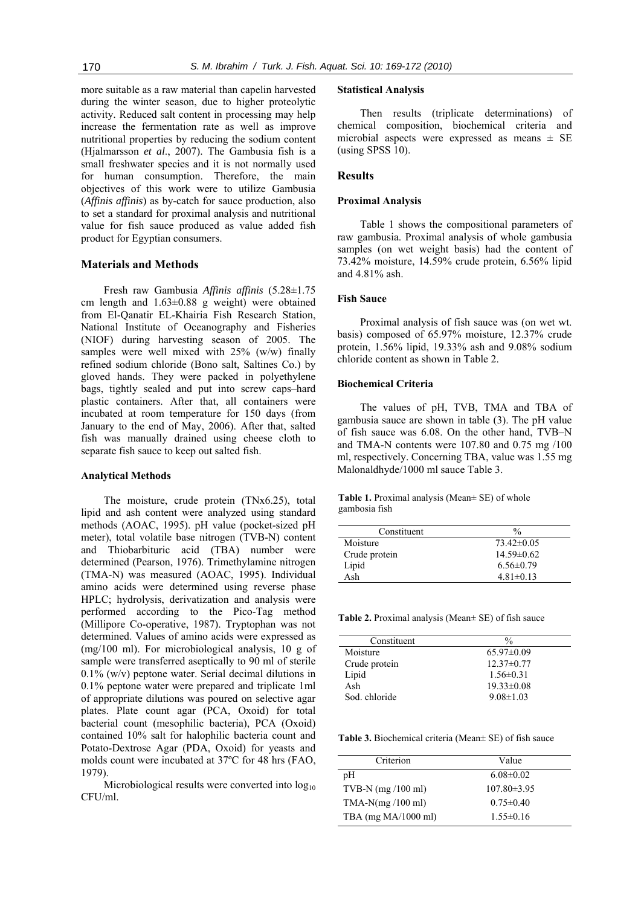more suitable as a raw material than capelin harvested during the winter season, due to higher proteolytic activity. Reduced salt content in processing may help increase the fermentation rate as well as improve nutritional properties by reducing the sodium content (Hjalmarsson *et al*., 2007). The Gambusia fish is a small freshwater species and it is not normally used for human consumption. Therefore, the main objectives of this work were to utilize Gambusia (*Affinis affinis*) as by-catch for sauce production, also to set a standard for proximal analysis and nutritional value for fish sauce produced as value added fish product for Egyptian consumers.

## Materials and Methods

Fresh raw Gambusia *Affinis affinis* (5.28±1.75 cm length and 1.63±0.88 g weight) were obtained from El-Qanatir EL-Khairia Fish Research Station, National Institute of Oceanography and Fisheries (NIOF) during harvesting season of 2005. The samples were well mixed with 25% (w/w) finally refined sodium chloride (Bono salt, Saltines Co.) by gloved hands. They were packed in polyethylene bags, tightly sealed and put into screw caps–hard plastic containers. After that, all containers were incubated at room temperature for 150 days (from January to the end of May, 2006). After that, salted fish was manually drained using cheese cloth to separate fish sauce to keep out salted fish.

### Analytical Methods

The moisture, crude protein (TNx6.25), total lipid and ash content were analyzed using standard methods (AOAC, 1995). pH value (pocket-sized pH meter), total volatile base nitrogen (TVB-N) content and Thiobarbituric acid (TBA) number were determined (Pearson, 1976). Trimethylamine nitrogen (TMA-N) was measured (AOAC, 1995). Individual amino acids were determined using reverse phase HPLC; hydrolysis, derivatization and analysis were performed according to the Pico-Tag method (Millipore Co-operative, 1987). Tryptophan was not determined. Values of amino acids were expressed as (mg/100 ml). For microbiological analysis, 10 g of sample were transferred aseptically to 90 ml of sterile 0.1% (w/v) peptone water. Serial decimal dilutions in 0.1% peptone water were prepared and triplicate 1ml of appropriate dilutions was poured on selective agar plates. Plate count agar (PCA, Oxoid) for total bacterial count (mesophilic bacteria), PCA (Oxoid) contained 10% salt for halophilic bacteria count and Potato-Dextrose Agar (PDA, Oxoid) for yeasts and molds count were incubated at 37ºC for 48 hrs (FAO, 1979).

Microbiological results were converted into $\log_{10}$ CFU/ml.

### Statistical Analysis

Then results (triplicate determinations) of chemical composition, biochemical criteria and microbial aspects were expressed as means ± SE (using SPSS 10).

## Results

### Proximal Analysis

Table 1 shows the compositional parameters of raw gambusia. Proximal analysis of whole gambusia samples (on wet weight basis) had the content of 73.42% moisture, 14.59% crude protein, 6.56% lipid and 4.81% ash.

### Fish Sauce

Proximal analysis of fish sauce was (on wet wt. basis) composed of 65.97% moisture, 12.37% crude protein, 1.56% lipid, 19.33% ash and 9.08% sodium chloride content as shown in Table 2.

### Biochemical Criteria

The values of pH, TVB, TMA and TBA of gambusia sauce are shown in table (3). The pH value of fish sauce was 6.08. On the other hand, TVB–N and TMA-N contents were 107.80 and 0.75 mg /100 ml, respectively. Concerning TBA, value was 1.55 mg Malonaldhyde/1000 ml sauce Table 3.

**Table 1.** Proximal analysis (Mean± SE) of whole gambosia fish

| Constituent | % |
|---|---|
| Moisture | 73.42±0.05 |
| Crude protein | 14.59±0.62 |
| Lipid | 6.56±0.79 |
| Ash | 4.81±0.13 |

**Table 2.** Proximal analysis (Mean± SE) of fish sauce

| Constituent | % |
|---|---|
| Moisture | 65.97±0.09 |
| Crude protein | 12.37±0.77 |
| Lipid | 1.56±0.31 |
| Ash | 19.33±0.08 |
| Sod. chloride | 9.08±1.03 |

**Table 3.** Biochemical criteria (Mean± SE) of fish sauce

| Criterion | Value |
|---|---|
| pH | 6.08±0.02 |
| TVB-N (mg /100 ml) | 107.80±3.95 |
| TMA-N(mg /100 ml) | 0.75±0.40 |
| TBA (mg MA/1000 ml) | 1.55±0.16 |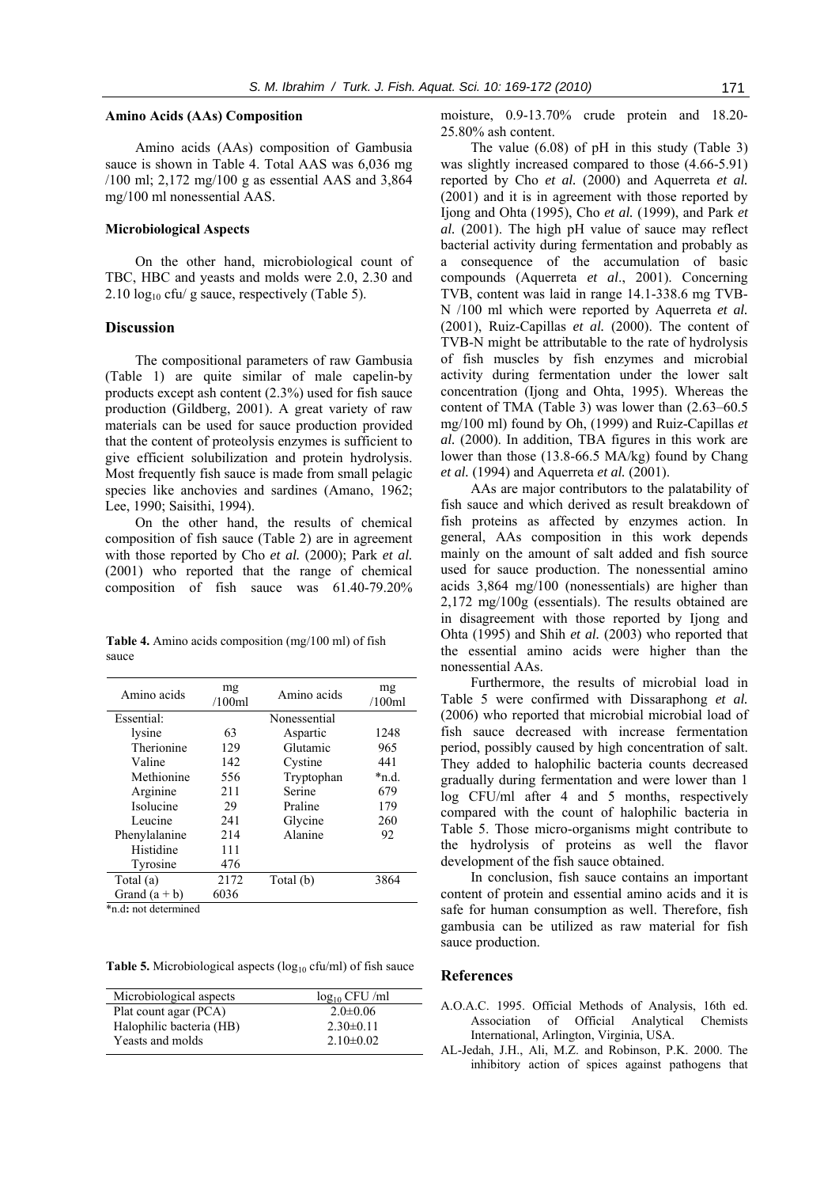### Amino Acids (AAs) Composition

Amino acids (AAs) composition of Gambusia sauce is shown in Table 4. Total AAS was 6,036 mg /100 ml; 2,172 mg/100 g as essential AAS and 3,864 mg/100 ml nonessential AAS.

### Microbiological Aspects

On the other hand, microbiological count of TBC, HBC and yeasts and molds were 2.0, 2.30 and 2.10 $\log_{10}$ cfu/ g sauce, respectively (Table 5).

## Discussion

The compositional parameters of raw Gambusia (Table 1) are quite similar of male capelin-by products except ash content (2.3%) used for fish sauce production (Gildberg, 2001). A great variety of raw materials can be used for sauce production provided that the content of proteolysis enzymes is sufficient to give efficient solubilization and protein hydrolysis. Most frequently fish sauce is made from small pelagic species like anchovies and sardines (Amano, 1962; Lee, 1990; Saisithi, 1994).

On the other hand, the results of chemical composition of fish sauce (Table 2) are in agreement with those reported by Cho *et al.* (2000); Park *et al.* (2001) who reported that the range of chemical composition of fish sauce was 61.40-79.20% moisture, 0.9-13.70% crude protein and 18.20-25.80% ash content.

The value (6.08) of pH in this study (Table 3) was slightly increased compared to those (4.66-5.91) reported by Cho *et al.* (2000) and Aquerreta *et al.* (2001) and it is in agreement with those reported by Ijong and Ohta (1995), Cho *et al.* (1999), and Park *et al.* (2001). The high pH value of sauce may reflect bacterial activity during fermentation and probably as a consequence of the accumulation of basic compounds (Aquerreta *et al*., 2001). Concerning TVB, content was laid in range 14.1-338.6 mg TVB-N /100 ml which were reported by Aquerreta *et al.* (2001), Ruiz-Capillas *et al.* (2000). The content of TVB-N might be attributable to the rate of hydrolysis of fish muscles by fish enzymes and microbial activity during fermentation under the lower salt concentration (Ijong and Ohta, 1995). Whereas the content of TMA (Table 3) was lower than (2.63–60.5 mg/100 ml) found by Oh, (1999) and Ruiz-Capillas *et al.* (2000). In addition, TBA figures in this work are lower than those (13.8-66.5 MA/kg) found by Chang *et al.* (1994) and Aquerreta *et al.* (2001).

AAs are major contributors to the palatability of fish sauce and which derived as result breakdown of fish proteins as affected by enzymes action. In general, AAs composition in this work depends mainly on the amount of salt added and fish source used for sauce production. The nonessential amino acids 3,864 mg/100 (nonessentials) are higher than 2,172 mg/100g (essentials). The results obtained are in disagreement with those reported by Ijong and Ohta (1995) and Shih *et al.* (2003) who reported that the essential amino acids were higher than the nonessential AAs.

Furthermore, the results of microbial load in Table 5 were confirmed with Dissaraphong *et al.* (2006) who reported that microbial microbial load of fish sauce decreased with increase fermentation period, possibly caused by high concentration of salt. They added to halophilic bacteria counts decreased gradually during fermentation and were lower than 1 log CFU/ml after 4 and 5 months, respectively compared with the count of halophilic bacteria in Table 5. Those micro-organisms might contribute to the hydrolysis of proteins as well the flavor development of the fish sauce obtained.

In conclusion, fish sauce contains an important content of protein and essential amino acids and it is safe for human consumption as well. Therefore, fish gambusia can be utilized as raw material for fish sauce production.

**Table 4.** Amino acids composition (mg/100 ml) of fish sauce

| Amino acids | mg /100ml | Amino acids | mg /100ml |
|---|---|---|---|
| Essential: | | Nonessential | |
| lysine | 63 | Aspartic | 1248 |
| Therionine | 129 | Glutamic | 965 |
| Valine | 142 | Cystine | 441 |
| Methionine | 556 | Tryptophan | *n.d. |
| Arginine | 211 | Serine | 679 |
| Isolucine | 29 | Praline | 179 |
| Leucine | 241 | Glycine | 260 |
| Phenylalanine | 214 | Alanine | 92 |
| Histidine | 111 | | |
| Tyrosine | 476 | | |
| Total (a) | 2172 | Total (b) | 3864 |
| Grand (a + b) | 6036 | | |

*n.d**:** not determined

**Table 5.** Microbiological aspects ($\log_{10}$ cfu/ml) of fish sauce

| Microbiological aspects | $\log_{10}$ CFU /ml |
|---|---|
| Plat count agar (PCA) | 2.0±0.06 |
| Halophilic bacteria (HB) | 2.30±0.11 |
| Yeasts and molds | 2.10±0.02 |

## References

A.O.A.C. 1995. Official Methods of Analysis, 16th ed. Association of Official Analytical Chemists International, Arlington, Virginia, USA.

AL-Jedah, J.H., Ali, M.Z. and Robinson, P.K. 2000. The inhibitory action of spices against pathogens that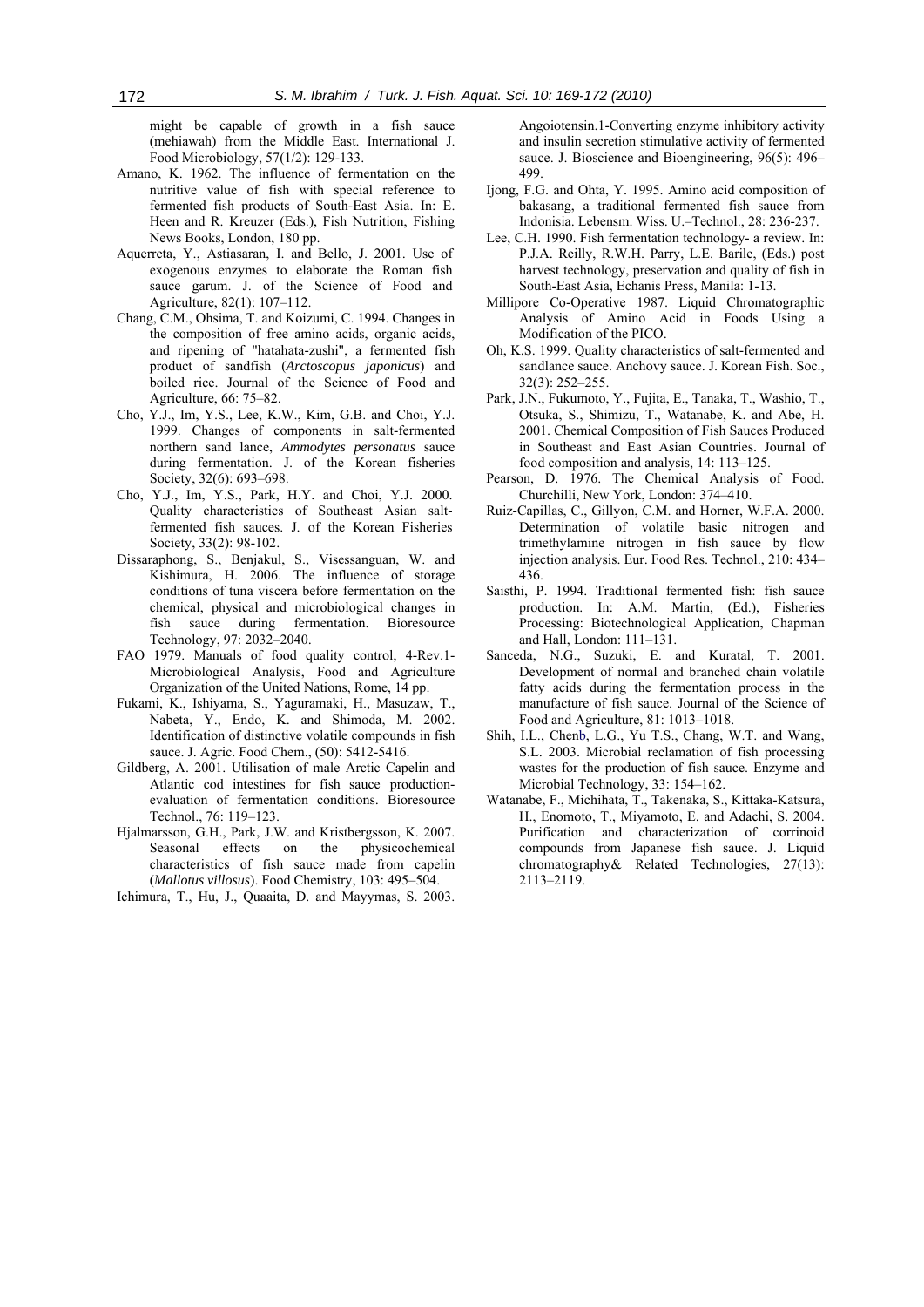might be capable of growth in a fish sauce (mehiawah) from the Middle East. International J. Food Microbiology, 57(1/2): 129-133.

Amano, K. 1962. The influence of fermentation on the nutritive value of fish with special reference to fermented fish products of South-East Asia. In: E. Heen and R. Kreuzer (Eds.), Fish Nutrition, Fishing News Books, London, 180 pp.

Aquerreta, Y., Astiasaran, I. and Bello, J. 2001. Use of exogenous enzymes to elaborate the Roman fish sauce garum. J. of the Science of Food and Agriculture, 82(1): 107–112.

Chang, C.M., Ohsima, T. and Koizumi, C. 1994. Changes in the composition of free amino acids, organic acids, and ripening of "hatahata-zushi", a fermented fish product of sandfish (*Arctoscopus japonicus*) and boiled rice. Journal of the Science of Food and Agriculture, 66: 75–82.

Cho, Y.J., Im, Y.S., Lee, K.W., Kim, G.B. and Choi, Y.J. 1999. Changes of components in salt-fermented northern sand lance, *Ammodytes personatus* sauce during fermentation. J. of the Korean fisheries Society, 32(6): 693–698.

Cho, Y.J., Im, Y.S., Park, H.Y. and Choi, Y.J. 2000. Quality characteristics of Southeast Asian salt-fermented fish sauces. J. of the Korean Fisheries Society, 33(2): 98-102.

Dissaraphong, S., Benjakul, S., Visessanguan, W. and Kishimura, H. 2006. The influence of storage conditions of tuna viscera before fermentation on the chemical, physical and microbiological changes in fish sauce during fermentation. Bioresource Technology, 97: 2032–2040.

FAO 1979. Manuals of food quality control, 4-Rev.1-Microbiological Analysis, Food and Agriculture Organization of the United Nations, Rome, 14 pp.

Fukami, K., Ishiyama, S., Yaguramaki, H., Masuzaw, T., Nabeta, Y., Endo, K. and Shimoda, M. 2002. Identification of distinctive volatile compounds in fish sauce. J. Agric. Food Chem., (50): 5412-5416.

Gildberg, A. 2001. Utilisation of male Arctic Capelin and Atlantic cod intestines for fish sauce production-evaluation of fermentation conditions. Bioresource Technol., 76: 119–123.

Hjalmarsson, G.H., Park, J.W. and Kristbergsson, K. 2007. Seasonal effects on the physicochemical characteristics of fish sauce made from capelin (*Mallotus villosus*). Food Chemistry, 103: 495–504.

Ichimura, T., Hu, J., Quaaita, D. and Mayymas, S. 2003. Angoiotensin.1-Converting enzyme inhibitory activity and insulin secretion stimulative activity of fermented sauce. J. Bioscience and Bioengineering, 96(5): 496–499.

Ijong, F.G. and Ohta, Y. 1995. Amino acid composition of bakasang, a traditional fermented fish sauce from Indonisia. Lebensm. Wiss. U.–Technol., 28: 236-237.

Lee, C.H. 1990. Fish fermentation technology- a review. In: P.J.A. Reilly, R.W.H. Parry, L.E. Barile, (Eds.) post harvest technology, preservation and quality of fish in South-East Asia, Echanis Press, Manila: 1-13.

Millipore Co-Operative 1987. Liquid Chromatographic Analysis of Amino Acid in Foods Using a Modification of the PICO.

Oh, K.S. 1999. Quality characteristics of salt-fermented and sandlance sauce. Anchovy sauce. J. Korean Fish. Soc., 32(3): 252–255.

Park, J.N., Fukumoto, Y., Fujita, E., Tanaka, T., Washio, T., Otsuka, S., Shimizu, T., Watanabe, K. and Abe, H. 2001. Chemical Composition of Fish Sauces Produced in Southeast and East Asian Countries. Journal of food composition and analysis, 14: 113–125.

Pearson, D. 1976. The Chemical Analysis of Food. Churchilli, New York, London: 374–410.

Ruiz-Capillas, C., Gillyon, C.M. and Horner, W.F.A. 2000. Determination of volatile basic nitrogen and trimethylamine nitrogen in fish sauce by flow injection analysis. Eur. Food Res. Technol., 210: 434–436.

Saisthi, P. 1994. Traditional fermented fish: fish sauce production. In: A.M. Martin, (Ed.), Fisheries Processing: Biotechnological Application, Chapman and Hall, London: 111–131.

Sanceda, N.G., Suzuki, E. and Kuratal, T. 2001. Development of normal and branched chain volatile fatty acids during the fermentation process in the manufacture of fish sauce. Journal of the Science of Food and Agriculture, 81: 1013–1018.

Shih, I.L., Chenb, L.G., Yu T.S., Chang, W.T. and Wang, S.L. 2003. Microbial reclamation of fish processing wastes for the production of fish sauce. Enzyme and Microbial Technology, 33: 154–162.

Watanabe, F., Michihata, T., Takenaka, S., Kittaka-Katsura, H., Enomoto, T., Miyamoto, E. and Adachi, S. 2004. Purification and characterization of corrinoid compounds from Japanese fish sauce. J. Liquid chromatography& Related Technologies, 27(13): 2113–2119.